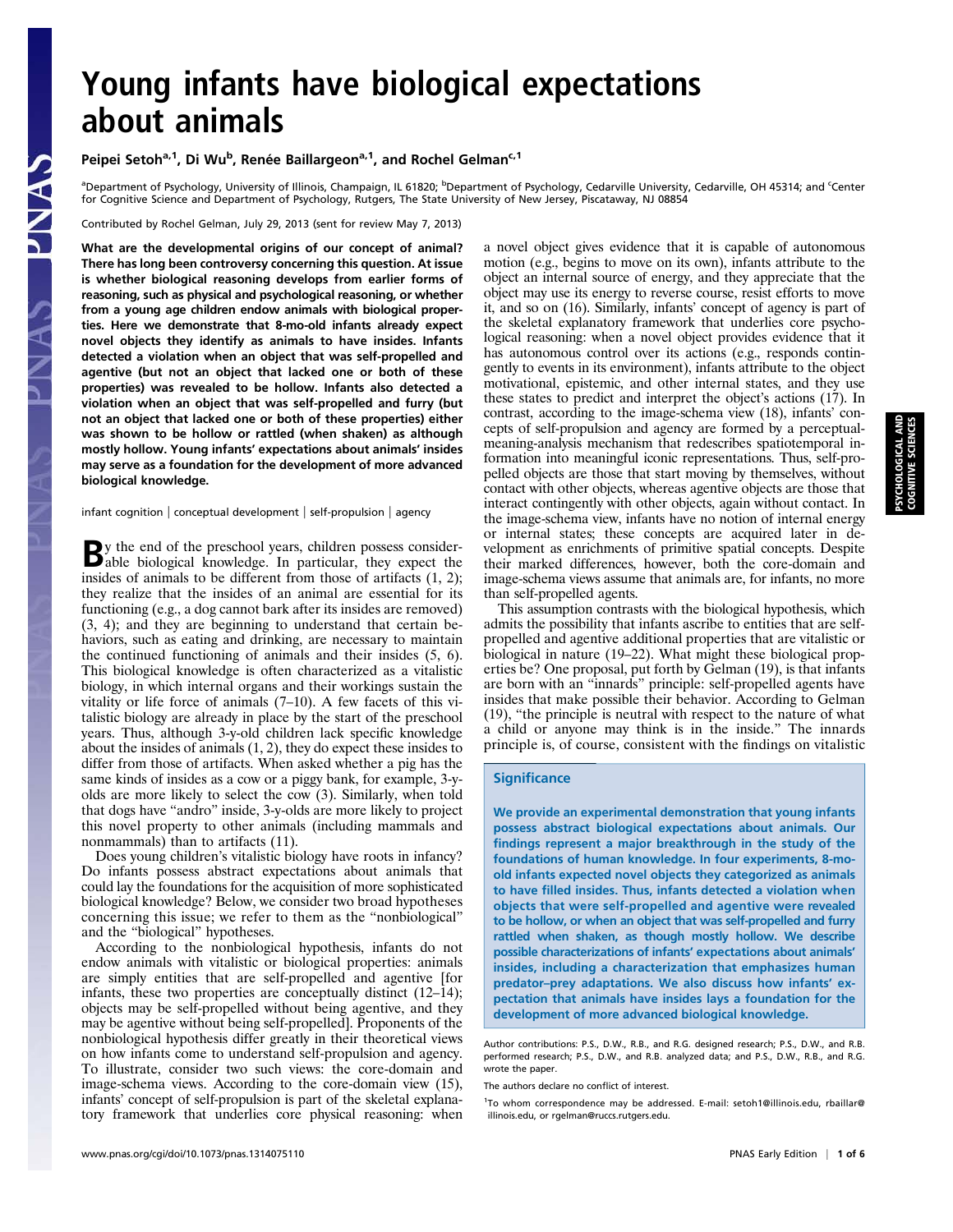# Young infants have biological expectations about animals

Peipei Setoh[a,1], Di Wu[b], Renée Baillargeon[a,1], and Rochel Gelman[c,1]

[a]Department of Psychology, University of Illinois, Champaign, IL 61820; [b]Department of Psychology, Cedarville University, Cedarville, OH 45314; and [c]Center for Cognitive Science and Department of Psychology, Rutgers, The State University of New Jersey, Piscataway, NJ 08854

Contributed by Rochel Gelman, July 29, 2013 (sent for review May 7, 2013)

**What are the developmental origins of our concept of animal? There has long been controversy concerning this question. At issue is whether biological reasoning develops from earlier forms of reasoning, such as physical and psychological reasoning, or whether from a young age children endow animals with biological properties. Here we demonstrate that 8-mo-old infants already expect novel objects they identify as animals to have insides. Infants detected a violation when an object that was self-propelled and agentive (but not an object that lacked one or both of these properties) was revealed to be hollow. Infants also detected a violation when an object that was self-propelled and furry (but not an object that lacked one or both of these properties) either was shown to be hollow or rattled (when shaken) as although mostly hollow. Young infants' expectations about animals' insides may serve as a foundation for the development of more advanced biological knowledge.**

infant cognition | conceptual development | self-propulsion | agency

By the end of the preschool years, children possess considerable biological knowledge. In particular, they expect the insides of animals to be different from those of artifacts (1, 2); they realize that the insides of an animal are essential for its functioning (e.g., a dog cannot bark after its insides are removed) (3, 4); and they are beginning to understand that certain behaviors, such as eating and drinking, are necessary to maintain the continued functioning of animals and their insides (5, 6). This biological knowledge is often characterized as a vitalistic biology, in which internal organs and their workings sustain the vitality or life force of animals (7–10). A few facets of this vitalistic biology are already in place by the start of the preschool years. Thus, although 3-y-old children lack specific knowledge about the insides of animals (1, 2), they do expect these insides to differ from those of artifacts. When asked whether a pig has the same kinds of insides as a cow or a piggy bank, for example, 3-y-olds are more likely to select the cow (3). Similarly, when told that dogs have "andro" inside, 3-y-olds are more likely to project this novel property to other animals (including mammals and nonmammals) than to artifacts (11).

Does young children's vitalistic biology have roots in infancy? Do infants possess abstract expectations about animals that could lay the foundations for the acquisition of more sophisticated biological knowledge? Below, we consider two broad hypotheses concerning this issue; we refer to them as the "nonbiological" and the "biological" hypotheses.

According to the nonbiological hypothesis, infants do not endow animals with vitalistic or biological properties: animals are simply entities that are self-propelled and agentive [for infants, these two properties are conceptually distinct (12–14); objects may be self-propelled without being agentive, and they may be agentive without being self-propelled]. Proponents of the nonbiological hypothesis differ greatly in their theoretical views on how infants come to understand self-propulsion and agency. To illustrate, consider two such views: the core-domain and image-schema views. According to the core-domain view (15), infants' concept of self-propulsion is part of the skeletal explanatory framework that underlies core physical reasoning: when a novel object gives evidence that it is capable of autonomous motion (e.g., begins to move on its own), infants attribute to the object an internal source of energy, and they appreciate that the object may use its energy to reverse course, resist efforts to move it, and so on (16). Similarly, infants' concept of agency is part of the skeletal explanatory framework that underlies core psychological reasoning: when a novel object provides evidence that it has autonomous control over its actions (e.g., responds contingently to events in its environment), infants attribute to the object motivational, epistemic, and other internal states, and they use these states to predict and interpret the object's actions (17). In contrast, according to the image-schema view (18), infants' concepts of self-propulsion and agency are formed by a perceptual-meaning-analysis mechanism that redescribes spatiotemporal information into meaningful iconic representations. Thus, self-propelled objects are those that start moving by themselves, without contact with other objects, whereas agentive objects are those that interact contingently with other objects, again without contact. In the image-schema view, infants have no notion of internal energy or internal states; these concepts are acquired later in development as enrichments of primitive spatial concepts. Despite their marked differences, however, both the core-domain and image-schema views assume that animals are, for infants, no more than self-propelled agents.

This assumption contrasts with the biological hypothesis, which admits the possibility that infants ascribe to entities that are self-propelled and agentive additional properties that are vitalistic or biological in nature (19–22). What might these biological properties be? One proposal, put forth by Gelman (19), is that infants are born with an "innards" principle: self-propelled agents have insides that make possible their behavior. According to Gelman (19), "the principle is neutral with respect to the nature of what a child or anyone may think is in the inside." The innards principle is, of course, consistent with the findings on vitalistic

## Significance

We provide an experimental demonstration that young infants possess abstract biological expectations about animals. Our findings represent a major breakthrough in the study of the foundations of human knowledge. In four experiments, 8-mo-old infants expected novel objects they categorized as animals to have filled insides. Thus, infants detected a violation when objects that were self-propelled and agentive were revealed to be hollow, or when an object that was self-propelled and furry rattled when shaken, as though mostly hollow. We describe possible characterizations of infants' expectations about animals' insides, including a characterization that emphasizes human predator–prey adaptations. We also discuss how infants' expectation that animals have insides lays a foundation for the development of more advanced biological knowledge.

Author contributions: P.S., D.W., R.B., and R.G. designed research; P.S., D.W., and R.B. performed research; P.S., D.W., and R.B. analyzed data; and P.S., D.W., R.B., and R.G. wrote the paper.

The authors declare no conflict of interest.

[1]To whom correspondence may be addressed. E-mail: setoh1@illinois.edu, rbaillar@illinois.edu, or rgelman@ruccs.rutgers.edu.

www.pnas.org/cgi/doi/10.1073/pnas.1314075110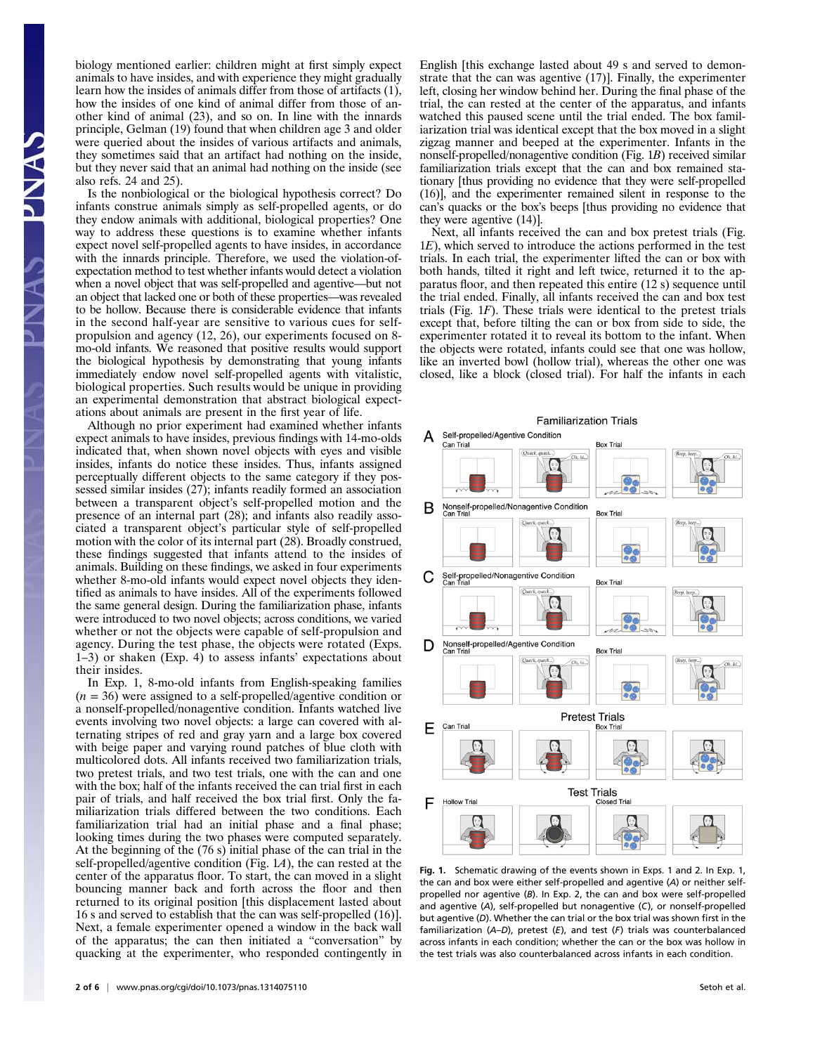biology mentioned earlier: children might at first simply expect animals to have insides, and with experience they might gradually learn how the insides of animals differ from those of artifacts (1), how the insides of one kind of animal differ from those of another kind of animal (23), and so on. In line with the innards principle, Gelman (19) found that when children age 3 and older were queried about the insides of various artifacts and animals, they sometimes said that an artifact had nothing on the inside, but they never said that an animal had nothing on the inside (see also refs. 24 and 25).

Is the nonbiological or the biological hypothesis correct? Do infants construe animals simply as self-propelled agents, or do they endow animals with additional, biological properties? One way to address these questions is to examine whether infants expect novel self-propelled agents to have insides, in accordance with the innards principle. Therefore, we used the violation-of-expectation method to test whether infants would detect a violation when a novel object that was self-propelled and agentive—but not an object that lacked one or both of these properties—was revealed to be hollow. Because there is considerable evidence that infants in the second half-year are sensitive to various cues for self-propulsion and agency (12, 26), our experiments focused on 8-mo-old infants. We reasoned that positive results would support the biological hypothesis by demonstrating that young infants immediately endow novel self-propelled agents with vitalistic, biological properties. Such results would be unique in providing an experimental demonstration that abstract biological expectations about animals are present in the first year of life.

Although no prior experiment had examined whether infants expect animals to have insides, previous findings with 14-mo-olds indicated that, when shown novel objects with eyes and visible insides, infants do notice these insides. Thus, infants assigned perceptually different objects to the same category if they possessed similar insides (27); infants readily formed an association between a transparent object's self-propelled motion and the presence of an internal part (28); and infants also readily associated a transparent object's particular style of self-propelled motion with the color of its internal part (28). Broadly construed, these findings suggested that infants attend to the insides of animals. Building on these findings, we asked in four experiments whether 8-mo-old infants would expect novel objects they identified as animals to have insides. All of the experiments followed the same general design. During the familiarization phase, infants were introduced to two novel objects; across conditions, we varied whether or not the objects were capable of self-propulsion and agency. During the test phase, the objects were rotated (Exps. 1–3) or shaken (Exp. 4) to assess infants' expectations about their insides.

In Exp. 1, 8-mo-old infants from English-speaking families ($n = 36$) were assigned to a self-propelled/agentive condition or a nonself-propelled/nonagentive condition. Infants watched live events involving two novel objects: a large can covered with alternating stripes of red and gray yarn and a large box covered with beige paper and varying round patches of blue cloth with multicolored dots. All infants received two familiarization trials, two pretest trials, and two test trials, one with the can and one with the box; half of the infants received the can trial first in each pair of trials, and half received the box trial first. Only the familiarization trials differed between the two conditions. Each familiarization trial had an initial phase and a final phase; looking times during the two phases were computed separately. At the beginning of the (76 s) initial phase of the can trial in the self-propelled/agentive condition (Fig. 1*A*), the can rested at the center of the apparatus floor. To start, the can moved in a slight bouncing manner back and forth across the floor and then returned to its original position [this displacement lasted about 16 s and served to establish that the can was self-propelled (16)]. Next, a female experimenter opened a window in the back wall of the apparatus; the can then initiated a "conversation" by quacking at the experimenter, who responded contingently in English [this exchange lasted about 49 s and served to demonstrate that the can was agentive (17)]. Finally, the experimenter left, closing her window behind her. During the final phase of the trial, the can rested at the center of the apparatus, and infants watched this paused scene until the trial ended. The box familiarization trial was identical except that the box moved in a slight zigzag manner and beeped at the experimenter. Infants in the nonself-propelled/nonagentive condition (Fig. 1*B*) received similar familiarization trials except that the can and box remained stationary [thus providing no evidence that they were self-propelled (16)], and the experimenter remained silent in response to the can's quacks or the box's beeps [thus providing no evidence that they were agentive (14)].

Next, all infants received the can and box pretest trials (Fig. 1*E*), which served to introduce the actions performed in the test trials. In each trial, the experimenter lifted the can or box with both hands, tilted it right and left twice, returned it to the apparatus floor, and then repeated this entire (12 s) sequence until the trial ended. Finally, all infants received the can and box test trials (Fig. 1*F*). These trials were identical to the pretest trials except that, before tilting the can or box from side to side, the experimenter rotated it to reveal its bottom to the infant. When the objects were rotated, infants could see that one was hollow, like an inverted bowl (hollow trial), whereas the other one was closed, like a block (closed trial). For half the infants in each

**Fig. 1.** Schematic drawing of the events shown in Exps. 1 and 2. In Exp. 1, the can and box were either self-propelled and agentive (*A*) or neither self-propelled nor agentive (*B*). In Exp. 2, the can and box were self-propelled and agentive (*A*), self-propelled but nonagentive (*C*), or nonself-propelled but agentive (*D*). Whether the can trial or the box trial was shown first in the familiarization (*A–D*), pretest (*E*), and test (*F*) trials was counterbalanced across infants in each condition; whether the can or the box was hollow in the test trials was also counterbalanced across infants in each condition.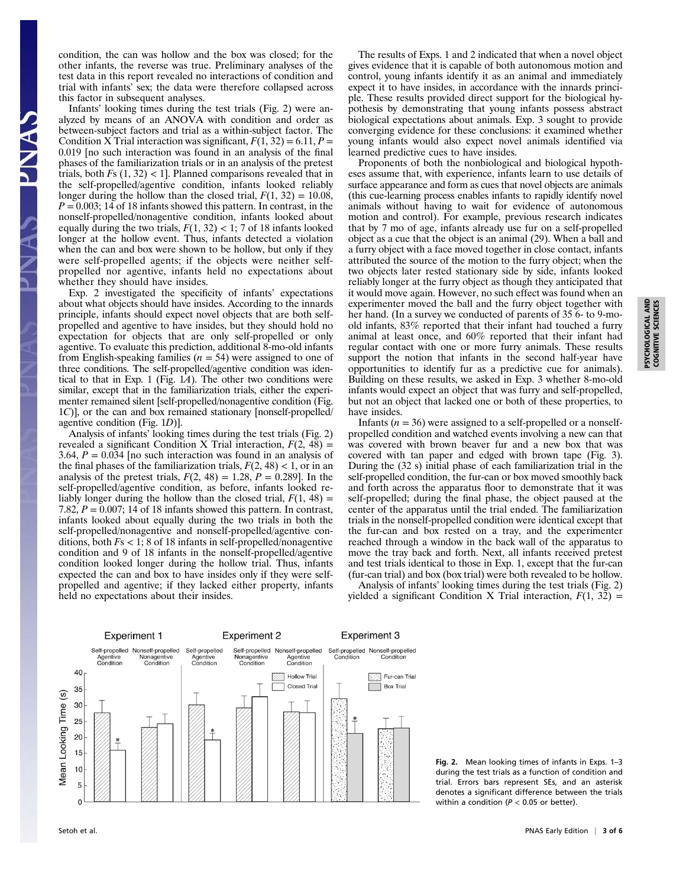condition, the can was hollow and the box was closed; for the other infants, the reverse was true. Preliminary analyses of the test data in this report revealed no interactions of condition and trial with infants' sex; the data were therefore collapsed across this factor in subsequent analyses.

Infants' looking times during the test trials (Fig. 2) were analyzed by means of an ANOVA with condition and order as between-subject factors and trial as a within-subject factor. The Condition X Trial interaction was significant, $F(1, 32) = 6.11$, $P = 0.019$ [no such interaction was found in an analysis of the final phases of the familiarization trials or in an analysis of the pretest trials, both $F$s $(1, 32) < 1$]. Planned comparisons revealed that in the self-propelled/agentive condition, infants looked reliably longer during the hollow than the closed trial, $F(1, 32) = 10.08$, $P = 0.003$; 14 of 18 infants showed this pattern. In contrast, in the nonself-propelled/nonagentive condition, infants looked about equally during the two trials, $F(1, 32) < 1$; 7 of 18 infants looked longer at the hollow event. Thus, infants detected a violation when the can and box were shown to be hollow, but only if they were self-propelled agents; if the objects were neither self-propelled nor agentive, infants held no expectations about whether they should have insides.

Exp. 2 investigated the specificity of infants' expectations about what objects should have insides. According to the innards principle, infants should expect novel objects that are both self-propelled and agentive to have insides, but they should hold no expectation for objects that are only self-propelled or only agentive. To evaluate this prediction, additional 8-mo-old infants from English-speaking families ($n = 54$) were assigned to one of three conditions. The self-propelled/agentive condition was identical to that in Exp. 1 (Fig. 1*A*). The other two conditions were similar, except that in the familiarization trials, either the experimenter remained silent [self-propelled/nonagentive condition (Fig. 1*C*)], or the can and box remained stationary [nonself-propelled/agentive condition (Fig. 1*D*)].

Analysis of infants' looking times during the test trials (Fig. 2) revealed a significant Condition X Trial interaction, $F(2, 48) = 3.64$, $P = 0.034$ [no such interaction was found in an analysis of the final phases of the familiarization trials, $F(2, 48) < 1$, or in an analysis of the pretest trials, $F(2, 48) = 1.28$, $P = 0.289$]. In the self-propelled/agentive condition, as before, infants looked reliably longer during the hollow than the closed trial, $F(1, 48) = 7.82$, $P = 0.007$; 14 of 18 infants showed this pattern. In contrast, infants looked about equally during the two trials in both the self-propelled/nonagentive and nonself-propelled/agentive conditions, both $F$s $< 1$; 8 of 18 infants in self-propelled/nonagentive condition and 9 of 18 infants in the nonself-propelled/agentive condition looked longer during the hollow trial. Thus, infants expected the can and box to have insides only if they were self-propelled and agentive; if they lacked either property, infants held no expectations about their insides.

The results of Exps. 1 and 2 indicated that when a novel object gives evidence that it is capable of both autonomous motion and control, young infants identify it as an animal and immediately expect it to have insides, in accordance with the innards principle. These results provided direct support for the biological hypothesis by demonstrating that young infants possess abstract biological expectations about animals. Exp. 3 sought to provide converging evidence for these conclusions: it examined whether young infants would also expect novel animals identified via learned predictive cues to have insides.

Proponents of both the nonbiological and biological hypotheses assume that, with experience, infants learn to use details of surface appearance and form as cues that novel objects are animals (this cue-learning process enables infants to rapidly identify novel animals without having to wait for evidence of autonomous motion and control). For example, previous research indicates that by 7 mo of age, infants already use fur on a self-propelled object as a cue that the object is an animal (29). When a ball and a furry object with a face moved together in close contact, infants attributed the source of the motion to the furry object; when the two objects later rested stationary side by side, infants looked reliably longer at the furry object as though they anticipated that it would move again. However, no such effect was found when an experimenter moved the ball and the furry object together with her hand. (In a survey we conducted of parents of 35 6- to 9-mo-old infants, 83% reported that their infant had touched a furry animal at least once, and 60% reported that their infant had regular contact with one or more furry animals. These results support the notion that infants in the second half-year have opportunities to identify fur as a predictive cue for animals). Building on these results, we asked in Exp. 3 whether 8-mo-old infants would expect an object that was furry and self-propelled, but not an object that lacked one or both of these properties, to have insides.

Infants ($n = 36$) were assigned to a self-propelled or a nonself-propelled condition and watched events involving a new can that was covered with brown beaver fur and a new box that was covered with tan paper and edged with brown tape (Fig. 3). During the (32 s) initial phase of each familiarization trial in the self-propelled condition, the fur-can or box moved smoothly back and forth across the apparatus floor to demonstrate that it was self-propelled; during the final phase, the object paused at the center of the apparatus until the trial ended. The familiarization trials in the nonself-propelled condition were identical except that the fur-can and box rested on a tray, and the experimenter reached through a window in the back wall of the apparatus to move the tray back and forth. Next, all infants received pretest and test trials identical to those in Exp. 1, except that the fur-can (fur-can trial) and box (box trial) were both revealed to be hollow.

Analysis of infants' looking times during the test trials (Fig. 2) yielded a significant Condition X Trial interaction, $F(1, 32) =$

**Fig. 2.** Mean looking times of infants in Exps. 1–3 during the test trials as a function of condition and trial. Errors bars represent SEs, and an asterisk denotes a significant difference between the trials within a condition ($P < 0.05$ or better).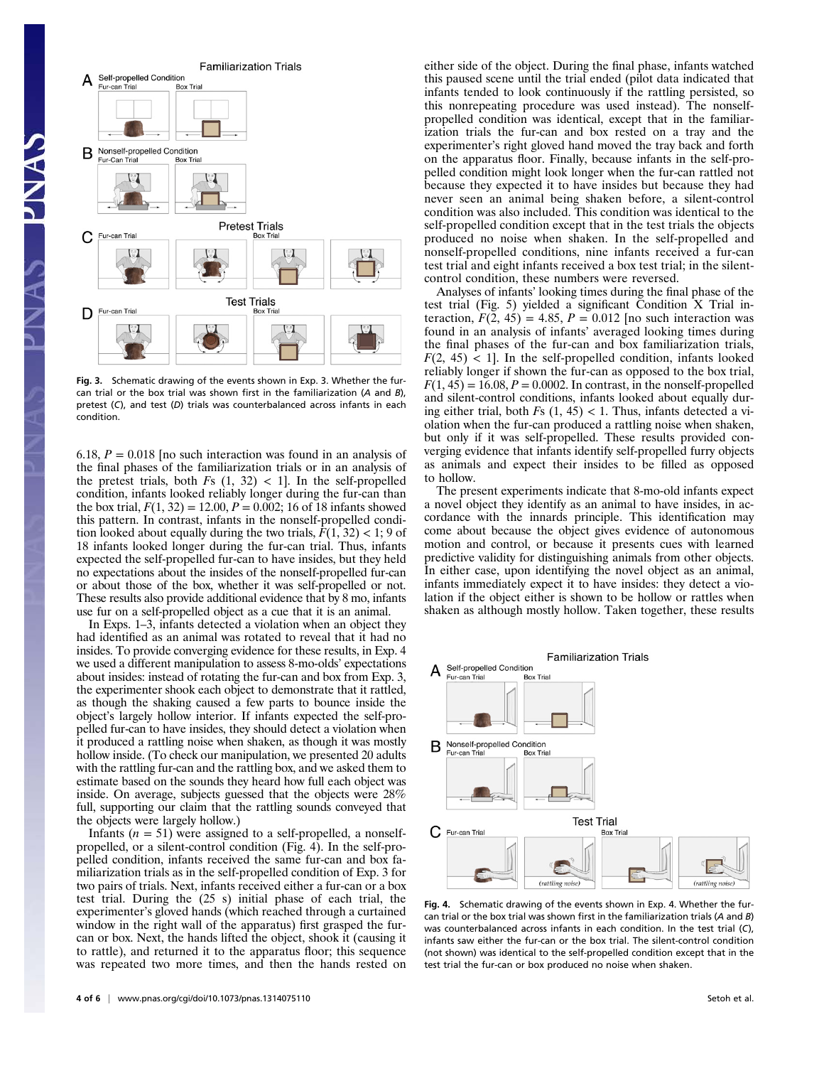Fig. 3. Schematic drawing of the events shown in Exp. 3. Whether the fur-can trial or the box trial was shown first in the familiarization (A and B), pretest (C), and test (D) trials was counterbalanced across infants in each condition.

6.18, $P = 0.018$ [no such interaction was found in an analysis of the final phases of the familiarization trials or in an analysis of the pretest trials, both $Fs\ (1, 32) < 1$]. In the self-propelled condition, infants looked reliably longer during the fur-can than the box trial, $F(1, 32) = 12.00$, $P = 0.002$; 16 of 18 infants showed this pattern. In contrast, infants in the nonself-propelled condition looked about equally during the two trials, $F(1, 32) < 1$; 9 of 18 infants looked longer during the fur-can trial. Thus, infants expected the self-propelled fur-can to have insides, but they held no expectations about the insides of the nonself-propelled fur-can or about those of the box, whether it was self-propelled or not. These results also provide additional evidence that by 8 mo, infants use fur on a self-propelled object as a cue that it is an animal.

In Exps. 1–3, infants detected a violation when an object they had identified as an animal was rotated to reveal that it had no insides. To provide converging evidence for these results, in Exp. 4 we used a different manipulation to assess 8-mo-olds' expectations about insides: instead of rotating the fur-can and box from Exp. 3, the experimenter shook each object to demonstrate that it rattled, as though the shaking caused a few parts to bounce inside the object's largely hollow interior. If infants expected the self-propelled fur-can to have insides, they should detect a violation when it produced a rattling noise when shaken, as though it was mostly hollow inside. (To check our manipulation, we presented 20 adults with the rattling fur-can and the rattling box, and we asked them to estimate based on the sounds they heard how full each object was inside. On average, subjects guessed that the objects were 28% full, supporting our claim that the rattling sounds conveyed that the objects were largely hollow.)

Infants ($n = 51$) were assigned to a self-propelled, a nonself-propelled, or a silent-control condition (Fig. 4). In the self-propelled condition, infants received the same fur-can and box familiarization trials as in the self-propelled condition of Exp. 3 for two pairs of trials. Next, infants received either a fur-can or a box test trial. During the (25 s) initial phase of each trial, the experimenter's gloved hands (which reached through a curtained window in the right wall of the apparatus) first grasped the fur-can or box. Next, the hands lifted the object, shook it (causing it to rattle), and returned it to the apparatus floor; this sequence was repeated two more times, and then the hands rested on either side of the object. During the final phase, infants watched this paused scene until the trial ended (pilot data indicated that infants tended to look continuously if the rattling persisted, so this nonrepeating procedure was used instead). The nonself-propelled condition was identical, except that in the familiarization trials the fur-can and box rested on a tray and the experimenter's right gloved hand moved the tray back and forth on the apparatus floor. Finally, because infants in the self-propelled condition might look longer when the fur-can rattled not because they expected it to have insides but because they had never seen an animal being shaken before, a silent-control condition was also included. This condition was identical to the self-propelled condition except that in the test trials the objects produced no noise when shaken. In the self-propelled and nonself-propelled conditions, nine infants received a fur-can test trial and eight infants received a box test trial; in the silent-control condition, these numbers were reversed.

Analyses of infants' looking times during the final phase of the test trial (Fig. 5) yielded a significant Condition X Trial interaction, $F(2, 45) = 4.85$, $P = 0.012$ [no such interaction was found in an analysis of infants' averaged looking times during the final phases of the fur-can and box familiarization trials, $F(2, 45) < 1$]. In the self-propelled condition, infants looked reliably longer if shown the fur-can as opposed to the box trial, $F(1, 45) = 16.08$, $P = 0.0002$. In contrast, in the nonself-propelled and silent-control conditions, infants looked about equally during either trial, both $Fs\ (1, 45) < 1$. Thus, infants detected a violation when the fur-can produced a rattling noise when shaken, but only if it was self-propelled. These results provided converging evidence that infants identify self-propelled furry objects as animals and expect their insides to be filled as opposed to hollow.

The present experiments indicate that 8-mo-old infants expect a novel object they identify as an animal to have insides, in accordance with the innards principle. This identification may come about because the object gives evidence of autonomous motion and control, or because it presents cues with learned predictive validity for distinguishing animals from other objects. In either case, upon identifying the novel object as an animal, infants immediately expect it to have insides: they detect a violation if the object either is shown to be hollow or rattles when shaken as although mostly hollow. Taken together, these results

Fig. 4. Schematic drawing of the events shown in Exp. 4. Whether the fur-can trial or the box trial was shown first in the familiarization trials (A and B) was counterbalanced across infants in each condition. In the test trial (C), infants saw either the fur-can or the box trial. The silent-control condition (not shown) was identical to the self-propelled condition except that in the test trial the fur-can or box produced no noise when shaken.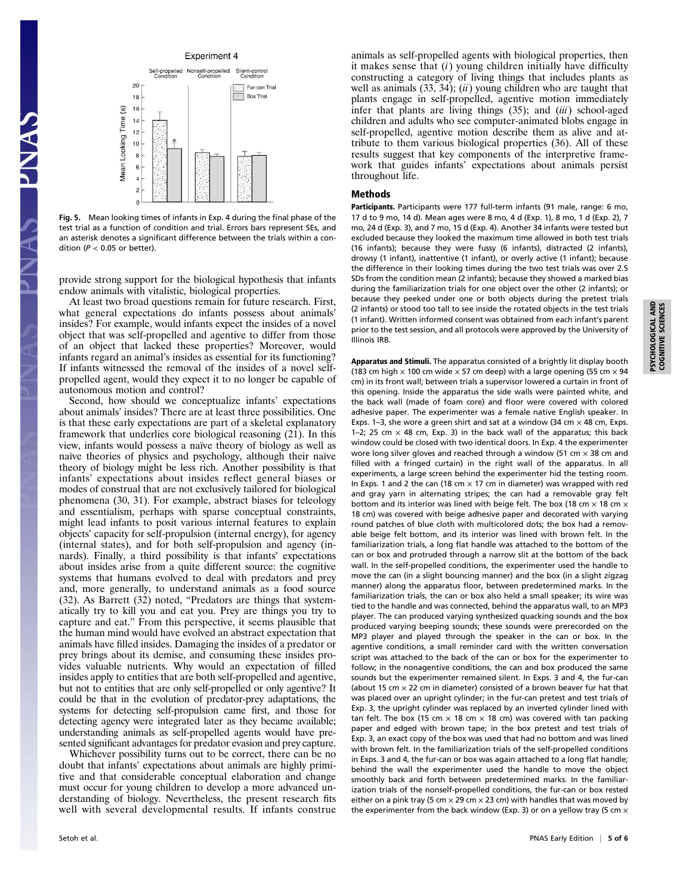Fig. 5. Mean looking times of infants in Exp. 4 during the final phase of the test trial as a function of condition and trial. Errors bars represent SEs, and an asterisk denotes a significant difference between the trials within a condition ($P < 0.05$ or better).

provide strong support for the biological hypothesis that infants endow animals with vitalistic, biological properties.

At least two broad questions remain for future research. First, what general expectations do infants possess about animals' insides? For example, would infants expect the insides of a novel object that was self-propelled and agentive to differ from those of an object that lacked these properties? Moreover, would infants regard an animal's insides as essential for its functioning? If infants witnessed the removal of the insides of a novel self-propelled agent, would they expect it to no longer be capable of autonomous motion and control?

Second, how should we conceptualize infants' expectations about animals' insides? There are at least three possibilities. One is that these early expectations are part of a skeletal explanatory framework that underlies core biological reasoning (21). In this view, infants would possess a naïve theory of biology as well as naïve theories of physics and psychology, although their naïve theory of biology might be less rich. Another possibility is that infants' expectations about insides reflect general biases or modes of construal that are not exclusively tailored for biological phenomena (30, 31). For example, abstract biases for teleology and essentialism, perhaps with sparse conceptual constraints, might lead infants to posit various internal features to explain objects' capacity for self-propulsion (internal energy), for agency (internal states), and for both self-propulsion and agency (innards). Finally, a third possibility is that infants' expectations about insides arise from a quite different source: the cognitive systems that humans evolved to deal with predators and prey and, more generally, to understand animals as a food source (32). As Barrett (32) noted, "Predators are things that systematically try to kill you and eat you. Prey are things you try to capture and eat." From this perspective, it seems plausible that the human mind would have evolved an abstract expectation that animals have filled insides. Damaging the insides of a predator or prey brings about its demise, and consuming these insides provides valuable nutrients. Why would an expectation of filled insides apply to entities that are both self-propelled and agentive, but not to entities that are only self-propelled or only agentive? It could be that in the evolution of predator-prey adaptations, the systems for detecting self-propulsion came first, and those for detecting agency were integrated later as they became available; understanding animals as self-propelled agents would have presented significant advantages for predator evasion and prey capture.

Whichever possibility turns out to be correct, there can be no doubt that infants' expectations about animals are highly primitive and that considerable conceptual elaboration and change must occur for young children to develop a more advanced understanding of biology. Nevertheless, the present research fits well with several developmental results. If infants construe animals as self-propelled agents with biological properties, then it makes sense that (*i*) young children initially have difficulty constructing a category of living things that includes plants as well as animals (33, 34); (*ii*) young children who are taught that plants engage in self-propelled, agentive motion immediately infer that plants are living things (35); and (*iii*) school-aged children and adults who see computer-animated blobs engage in self-propelled, agentive motion describe them as alive and attribute to them various biological properties (36). All of these results suggest that key components of the interpretive framework that guides infants' expectations about animals persist throughout life.

## Methods

**Participants.** Participants were 177 full-term infants (91 male, range: 6 mo, 17 d to 9 mo, 14 d). Mean ages were 8 mo, 4 d (Exp. 1), 8 mo, 1 d (Exp. 2), 7 mo, 24 d (Exp. 3), and 7 mo, 15 d (Exp. 4). Another 34 infants were tested but excluded because they looked the maximum time allowed in both test trials (16 infants); because they were fussy (6 infants), distracted (2 infants), drowsy (1 infant), inattentive (1 infant), or overly active (1 infant); because the difference in their looking times during the two test trials was over 2.5 SDs from the condition mean (2 infants); because they showed a marked bias during the familiarization trials for one object over the other (2 infants); or because they peeked under one or both objects during the pretest trials (2 infants) or stood too tall to see inside the rotated objects in the test trials (1 infant). Written informed consent was obtained from each infant's parent prior to the test session, and all protocols were approved by the University of Illinois IRB.

**Apparatus and Stimuli.** The apparatus consisted of a brightly lit display booth (183 cm high × 100 cm wide × 57 cm deep) with a large opening (55 cm × 94 cm) in its front wall; between trials a supervisor lowered a curtain in front of this opening. Inside the apparatus the side walls were painted white, and the back wall (made of foam core) and floor were covered with colored adhesive paper. The experimenter was a female native English speaker. In Exps. 1–3, she wore a green shirt and sat at a window (34 cm × 48 cm, Exps. 1–2; 25 cm × 48 cm, Exp. 3) in the back wall of the apparatus; this back window could be closed with two identical doors. In Exp. 4 the experimenter wore long silver gloves and reached through a window (51 cm × 38 cm and filled with a fringed curtain) in the right wall of the apparatus. In all experiments, a large screen behind the experimenter hid the testing room. In Exps. 1 and 2 the can (18 cm × 17 cm in diameter) was wrapped with red and gray yarn in alternating stripes; the can had a removable gray felt bottom and its interior was lined with beige felt. The box (18 cm × 18 cm × 18 cm) was covered with beige adhesive paper and decorated with varying round patches of blue cloth with multicolored dots; the box had a removable beige felt bottom, and its interior was lined with brown felt. In the familiarization trials, a long flat handle was attached to the bottom of the can or box and protruded through a narrow slit at the bottom of the back wall. In the self-propelled conditions, the experimenter used the handle to move the can (in a slight bouncing manner) and the box (in a slight zigzag manner) along the apparatus floor, between predetermined marks. In the familiarization trials, the can or box also held a small speaker; its wire was tied to the handle and was connected, behind the apparatus wall, to an MP3 player. The can produced varying synthesized quacking sounds and the box produced varying beeping sounds; these sounds were prerecorded on the MP3 player and played through the speaker in the can or box. In the agentive conditions, a small reminder card with the written conversation script was attached to the back of the can or box for the experimenter to follow; in the nonagentive conditions, the can and box produced the same sounds but the experimenter remained silent. In Exps. 3 and 4, the fur-can (about 15 cm × 22 cm in diameter) consisted of a brown beaver fur hat that was placed over an upright cylinder; in the fur-can pretest and test trials of Exp. 3, the upright cylinder was replaced by an inverted cylinder lined with tan felt. The box (15 cm × 18 cm × 18 cm) was covered with tan packing paper and edged with brown tape; in the box pretest and test trials of Exp. 3, an exact copy of the box was used that had no bottom and was lined with brown felt. In the familiarization trials of the self-propelled conditions in Exps. 3 and 4, the fur-can or box was again attached to a long flat handle; behind the wall the experimenter used the handle to move the object smoothly back and forth between predetermined marks. In the familiarization trials of the nonself-propelled conditions, the fur-can or box rested either on a pink tray (5 cm × 29 cm × 23 cm) with handles that was moved by the experimenter from the back window (Exp. 3) or on a yellow tray (5 cm ×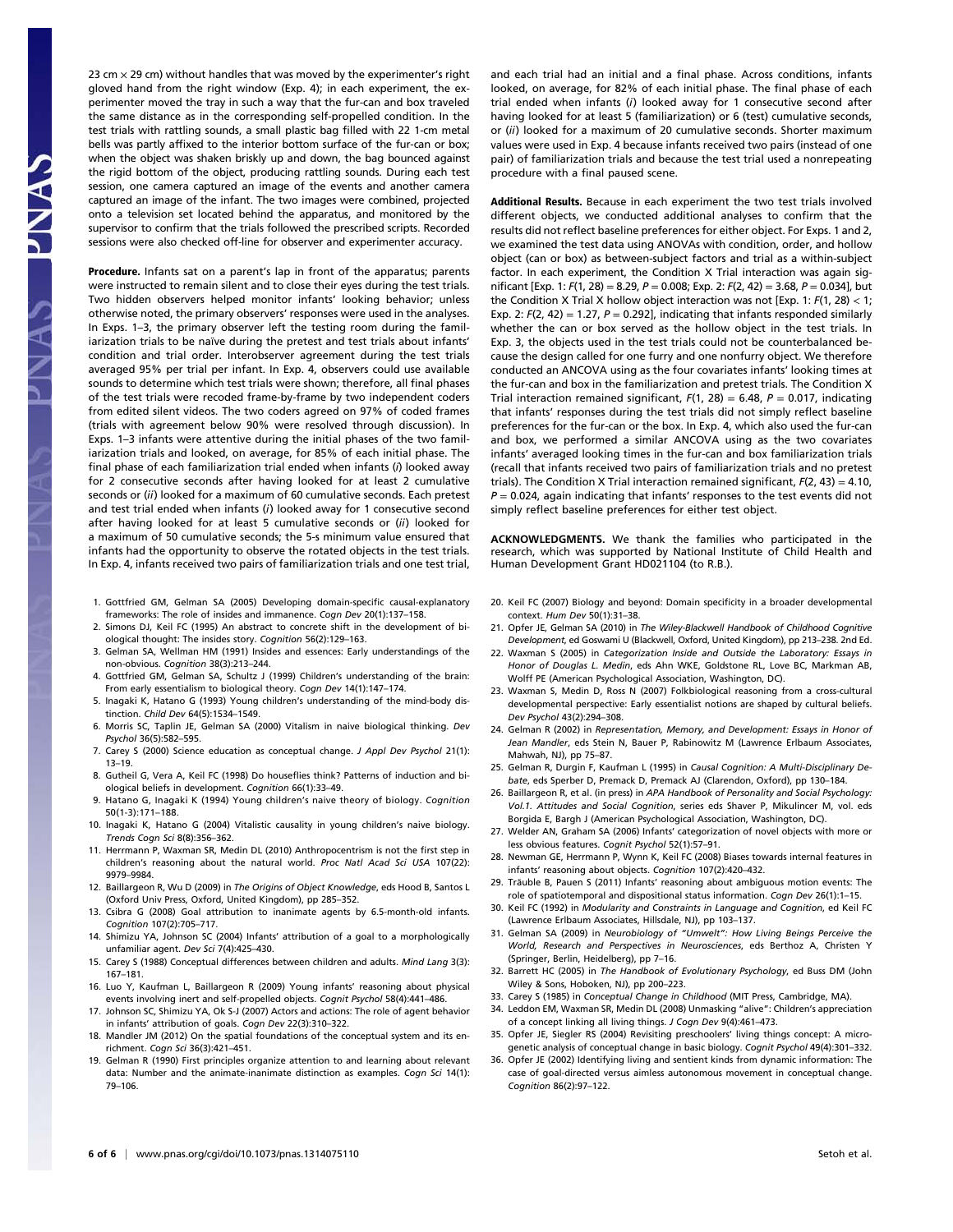23 cm × 29 cm) without handles that was moved by the experimenter's right gloved hand from the right window (Exp. 4); in each experiment, the experimenter moved the tray in such a way that the fur-can and box traveled the same distance as in the corresponding self-propelled condition. In the test trials with rattling sounds, a small plastic bag filled with 22 1-cm metal bells was partly affixed to the interior bottom surface of the fur-can or box; when the object was shaken briskly up and down, the bag bounced against the rigid bottom of the object, producing rattling sounds. During each test session, one camera captured an image of the events and another camera captured an image of the infant. The two images were combined, projected onto a television set located behind the apparatus, and monitored by the supervisor to confirm that the trials followed the prescribed scripts. Recorded sessions were also checked off-line for observer and experimenter accuracy.

**Procedure.** Infants sat on a parent's lap in front of the apparatus; parents were instructed to remain silent and to close their eyes during the test trials. Two hidden observers helped monitor infants' looking behavior; unless otherwise noted, the primary observers' responses were used in the analyses. In Exps. 1–3, the primary observer left the testing room during the familiarization trials to be naïve during the pretest and test trials about infants' condition and trial order. Interobserver agreement during the test trials averaged 95% per trial per infant. In Exp. 4, observers could use available sounds to determine which test trials were shown; therefore, all final phases of the test trials were recoded frame-by-frame by two independent coders from edited silent videos. The two coders agreed on 97% of coded frames (trials with agreement below 90% were resolved through discussion). In Exps. 1–3 infants were attentive during the initial phases of the two familiarization trials and looked, on average, for 85% of each initial phase. The final phase of each familiarization trial ended when infants (*i*) looked away for 2 consecutive seconds after having looked for at least 2 cumulative seconds or (*ii*) looked for a maximum of 60 cumulative seconds. Each pretest and test trial ended when infants (*i*) looked away for 1 consecutive second after having looked for at least 5 cumulative seconds or (*ii*) looked for a maximum of 50 cumulative seconds; the 5-s minimum value ensured that infants had the opportunity to observe the rotated objects in the test trials. In Exp. 4, infants received two pairs of familiarization trials and one test trial, and each trial had an initial and a final phase. Across conditions, infants looked, on average, for 82% of each initial phase. The final phase of each trial ended when infants (*i*) looked away for 1 consecutive second after having looked for at least 5 (familiarization) or 6 (test) cumulative seconds, or (*ii*) looked for a maximum of 20 cumulative seconds. Shorter maximum values were used in Exp. 4 because infants received two pairs (instead of one pair) of familiarization trials and because the test trial used a nonrepeating procedure with a final paused scene.

**Additional Results.** Because in each experiment the two test trials involved different objects, we conducted additional analyses to confirm that the results did not reflect baseline preferences for either object. For Exps. 1 and 2, we examined the test data using ANOVAs with condition, order, and hollow object (can or box) as between-subject factors and trial as a within-subject factor. In each experiment, the Condition X Trial interaction was again significant [Exp. 1: $F(1, 28) = 8.29$, $P = 0.008$; Exp. 2: $F(2, 42) = 3.68$, $P = 0.034$], but the Condition X Trial X hollow object interaction was not [Exp. 1: $F(1, 28) < 1$; Exp. 2: $F(2, 42) = 1.27$, $P = 0.292$], indicating that infants responded similarly whether the can or box served as the hollow object in the test trials. In Exp. 3, the objects used in the test trials could not be counterbalanced because the design called for one furry and one nonfurry object. We therefore conducted an ANCOVA using as the four covariates infants' looking times at the fur-can and box in the familiarization and pretest trials. The Condition X Trial interaction remained significant, $F(1, 28) = 6.48$, $P = 0.017$, indicating that infants' responses during the test trials did not simply reflect baseline preferences for the fur-can or the box. In Exp. 4, which also used the fur-can and box, we performed a similar ANCOVA using as the two covariates infants' averaged looking times in the fur-can and box familiarization trials (recall that infants received two pairs of familiarization trials and no pretest trials). The Condition X Trial interaction remained significant, $F(2, 43) = 4.10$, $P = 0.024$, again indicating that infants' responses to the test events did not simply reflect baseline preferences for either test object.

**ACKNOWLEDGMENTS.** We thank the families who participated in the research, which was supported by National Institute of Child Health and Human Development Grant HD021104 (to R.B.).

1. Gottfried GM, Gelman SA (2005) Developing domain-specific causal-explanatory frameworks: The role of insides and immanence. *Cogn Dev* 20(1):137–158.
2. Simons DJ, Keil FC (1995) An abstract to concrete shift in the development of biological thought: The insides story. *Cognition* 56(2):129–163.
3. Gelman SA, Wellman HM (1991) Insides and essences: Early understandings of the non-obvious. *Cognition* 38(3):213–244.
4. Gottfried GM, Gelman SA, Schultz J (1999) Children's understanding of the brain: From early essentialism to biological theory. *Cogn Dev* 14(1):147–174.
5. Inagaki K, Hatano G (1993) Young children's understanding of the mind-body distinction. *Child Dev* 64(5):1534–1549.
6. Morris SC, Taplin JE, Gelman SA (2000) Vitalism in naive biological thinking. *Dev Psychol* 36(5):582–595.
7. Carey S (2000) Science education as conceptual change. *J Appl Dev Psychol* 21(1): 13–19.
8. Gutheil G, Vera A, Keil FC (1998) Do houseflies think? Patterns of induction and biological beliefs in development. *Cognition* 66(1):33–49.
9. Hatano G, Inagaki K (1994) Young children's naive theory of biology. *Cognition* 50(1-3):171–188.
10. Inagaki K, Hatano G (2004) Vitalistic causality in young children's naive biology. *Trends Cogn Sci* 8(8):356–362.
11. Herrmann P, Waxman SR, Medin DL (2010) Anthropocentrism is not the first step in children's reasoning about the natural world. *Proc Natl Acad Sci USA* 107(22): 9979–9984.
12. Baillargeon R, Wu D (2009) in *The Origins of Object Knowledge*, eds Hood B, Santos L (Oxford Univ Press, Oxford, United Kingdom), pp 285–352.
13. Csibra G (2008) Goal attribution to inanimate agents by 6.5-month-old infants. *Cognition* 107(2):705–717.
14. Shimizu YA, Johnson SC (2004) Infants' attribution of a goal to a morphologically unfamiliar agent. *Dev Sci* 7(4):425–430.
15. Carey S (1988) Conceptual differences between children and adults. *Mind Lang* 3(3): 167–181.
16. Luo Y, Kaufman L, Baillargeon R (2009) Young infants' reasoning about physical events involving inert and self-propelled objects. *Cognit Psychol* 58(4):441–486.
17. Johnson SC, Shimizu YA, Ok S-J (2007) Actors and actions: The role of agent behavior in infants' attribution of goals. *Cogn Dev* 22(3):310–322.
18. Mandler JM (2012) On the spatial foundations of the conceptual system and its enrichment. *Cogn Sci* 36(3):421–451.
19. Gelman R (1990) First principles organize attention to and learning about relevant data: Number and the animate-inanimate distinction as examples. *Cogn Sci* 14(1): 79–106.
20. Keil FC (2007) Biology and beyond: Domain specificity in a broader developmental context. *Hum Dev* 50(1):31–38.
21. Opfer JE, Gelman SA (2010) in *The Wiley-Blackwell Handbook of Childhood Cognitive Development*, ed Goswami U (Blackwell, Oxford, United Kingdom), pp 213–238. 2nd Ed.
22. Waxman S (2005) in *Categorization Inside and Outside the Laboratory: Essays in Honor of Douglas L. Medin*, eds Ahn WKE, Goldstone RL, Love BC, Markman AB, Wolff PE (American Psychological Association, Washington, DC).
23. Waxman S, Medin D, Ross N (2007) Folkbiological reasoning from a cross-cultural developmental perspective: Early essentialist notions are shaped by cultural beliefs. *Dev Psychol* 43(2):294–308.
24. Gelman R (2002) in *Representation, Memory, and Development: Essays in Honor of Jean Mandler*, eds Stein N, Bauer P, Rabinowitz M (Lawrence Erlbaum Associates, Mahwah, NJ), pp 75–87.
25. Gelman R, Durgin F, Kaufman L (1995) in *Causal Cognition: A Multi-Disciplinary Debate*, eds Sperber D, Premack D, Premack AJ (Clarendon, Oxford), pp 130–184.
26. Baillargeon R, et al. (in press) in *APA Handbook of Personality and Social Psychology: Vol.1. Attitudes and Social Cognition*, series eds Shaver P, Mikulincer M, vol. eds Borgida E, Bargh J (American Psychological Association, Washington, DC).
27. Welder AN, Graham SA (2006) Infants' categorization of novel objects with more or less obvious features. *Cognit Psychol* 52(1):57–91.
28. Newman GE, Herrmann P, Wynn K, Keil FC (2008) Biases towards internal features in infants' reasoning about objects. *Cognition* 107(2):420–432.
29. Träuble B, Pauen S (2011) Infants' reasoning about ambiguous motion events: The role of spatiotemporal and dispositional status information. *Cogn Dev* 26(1):1–15.
30. Keil FC (1992) in *Modularity and Constraints in Language and Cognition*, ed Keil FC (Lawrence Erlbaum Associates, Hillsdale, NJ), pp 103–137.
31. Gelman SA (2009) in *Neurobiology of "Umwelt": How Living Beings Perceive the World, Research and Perspectives in Neurosciences*, eds Berthoz A, Christen Y (Springer, Berlin, Heidelberg), pp 7–16.
32. Barrett HC (2005) in *The Handbook of Evolutionary Psychology*, ed Buss DM (John Wiley & Sons, Hoboken, NJ), pp 200–223.
33. Carey S (1985) in *Conceptual Change in Childhood* (MIT Press, Cambridge, MA).
34. Leddon EM, Waxman SR, Medin DL (2008) Unmasking "alive": Children's appreciation of a concept linking all living things. *J Cogn Dev* 9(4):461–473.
35. Opfer JE, Siegler RS (2004) Revisiting preschoolers' living things concept: A microgenetic analysis of conceptual change in basic biology. *Cognit Psychol* 49(4):301–332.
36. Opfer JE (2002) Identifying living and sentient kinds from dynamic information: The case of goal-directed versus aimless autonomous movement in conceptual change. *Cognition* 86(2):97–122.